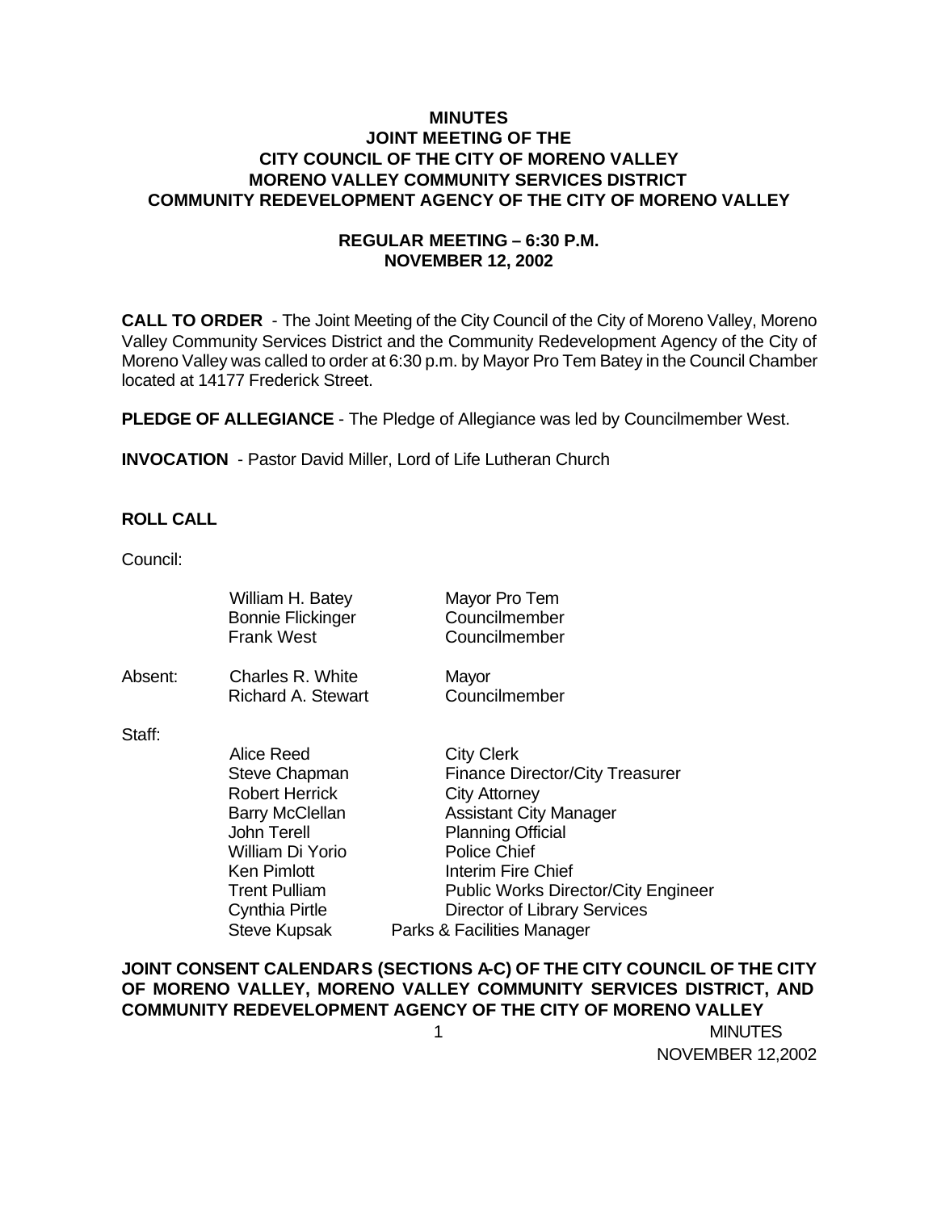# MINUTES
## JOINT MEETING OF THE
## CITY COUNCIL OF THE CITY OF MORENO VALLEY
## MORENO VALLEY COMMUNITY SERVICES DISTRICT
## COMMUNITY REDEVELOPMENT AGENCY OF THE CITY OF MORENO VALLEY

### REGULAR MEETING – 6:30 P.M.
### NOVEMBER 12, 2002

**CALL TO ORDER** - The Joint Meeting of the City Council of the City of Moreno Valley, Moreno Valley Community Services District and the Community Redevelopment Agency of the City of Moreno Valley was called to order at 6:30 p.m. by Mayor Pro Tem Batey in the Council Chamber located at 14177 Frederick Street.

**PLEDGE OF ALLEGIANCE** - The Pledge of Allegiance was led by Councilmember West.

**INVOCATION** - Pastor David Miller, Lord of Life Lutheran Church

**ROLL CALL**

Council:

| | | |
|---|---|---|
| | William H. Batey | Mayor Pro Tem |
| | Bonnie Flickinger | Councilmember |
| | Frank West | Councilmember |
| Absent: | Charles R. White | Mayor |
| | Richard A. Stewart | Councilmember |

Staff:

| | |
|---|---|
| Alice Reed | City Clerk |
| Steve Chapman | Finance Director/City Treasurer |
| Robert Herrick | City Attorney |
| Barry McClellan | Assistant City Manager |
| John Terell | Planning Official |
| William Di Yorio | Police Chief |
| Ken Pimlott | Interim Fire Chief |
| Trent Pulliam | Public Works Director/City Engineer |
| Cynthia Pirtle | Director of Library Services |
| Steve Kupsak | Parks & Facilities Manager |

**JOINT CONSENT CALENDARS (SECTIONS A-C) OF THE CITY COUNCIL OF THE CITY OF MORENO VALLEY, MORENO VALLEY COMMUNITY SERVICES DISTRICT, AND COMMUNITY REDEVELOPMENT AGENCY OF THE CITY OF MORENO VALLEY**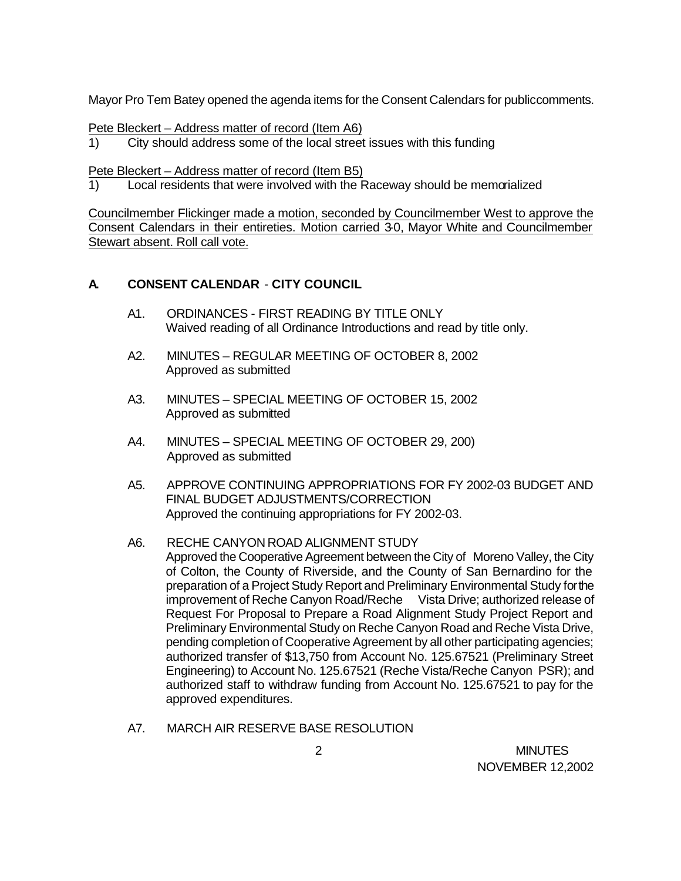Mayor Pro Tem Batey opened the agenda items for the Consent Calendars for publiccomments.

Pete Bleckert – Address matter of record (Item A6)

1) City should address some of the local street issues with this funding

Pete Bleckert – Address matter of record (Item B5)

1) Local residents that were involved with the Raceway should be memorialized

Councilmember Flickinger made a motion, seconded by Councilmember West to approve the Consent Calendars in their entireties. Motion carried 3-0, Mayor White and Councilmember Stewart absent. Roll call vote.

## A. CONSENT CALENDAR - CITY COUNCIL

A1. ORDINANCES - FIRST READING BY TITLE ONLY
Waived reading of all Ordinance Introductions and read by title only.

A2. MINUTES – REGULAR MEETING OF OCTOBER 8, 2002
Approved as submitted

A3. MINUTES – SPECIAL MEETING OF OCTOBER 15, 2002
Approved as submitted

A4. MINUTES – SPECIAL MEETING OF OCTOBER 29, 200)
Approved as submitted

A5. APPROVE CONTINUING APPROPRIATIONS FOR FY 2002-03 BUDGET AND FINAL BUDGET ADJUSTMENTS/CORRECTION
Approved the continuing appropriations for FY 2002-03.

A6. RECHE CANYON ROAD ALIGNMENT STUDY
Approved the Cooperative Agreement between the City of Moreno Valley, the City of Colton, the County of Riverside, and the County of San Bernardino for the preparation of a Project Study Report and Preliminary Environmental Study for the improvement of Reche Canyon Road/Reche Vista Drive; authorized release of Request For Proposal to Prepare a Road Alignment Study Project Report and Preliminary Environmental Study on Reche Canyon Road and Reche Vista Drive, pending completion of Cooperative Agreement by all other participating agencies; authorized transfer of \$13,750 from Account No. 125.67521 (Preliminary Street Engineering) to Account No. 125.67521 (Reche Vista/Reche Canyon PSR); and authorized staff to withdraw funding from Account No. 125.67521 to pay for the approved expenditures.

A7. MARCH AIR RESERVE BASE RESOLUTION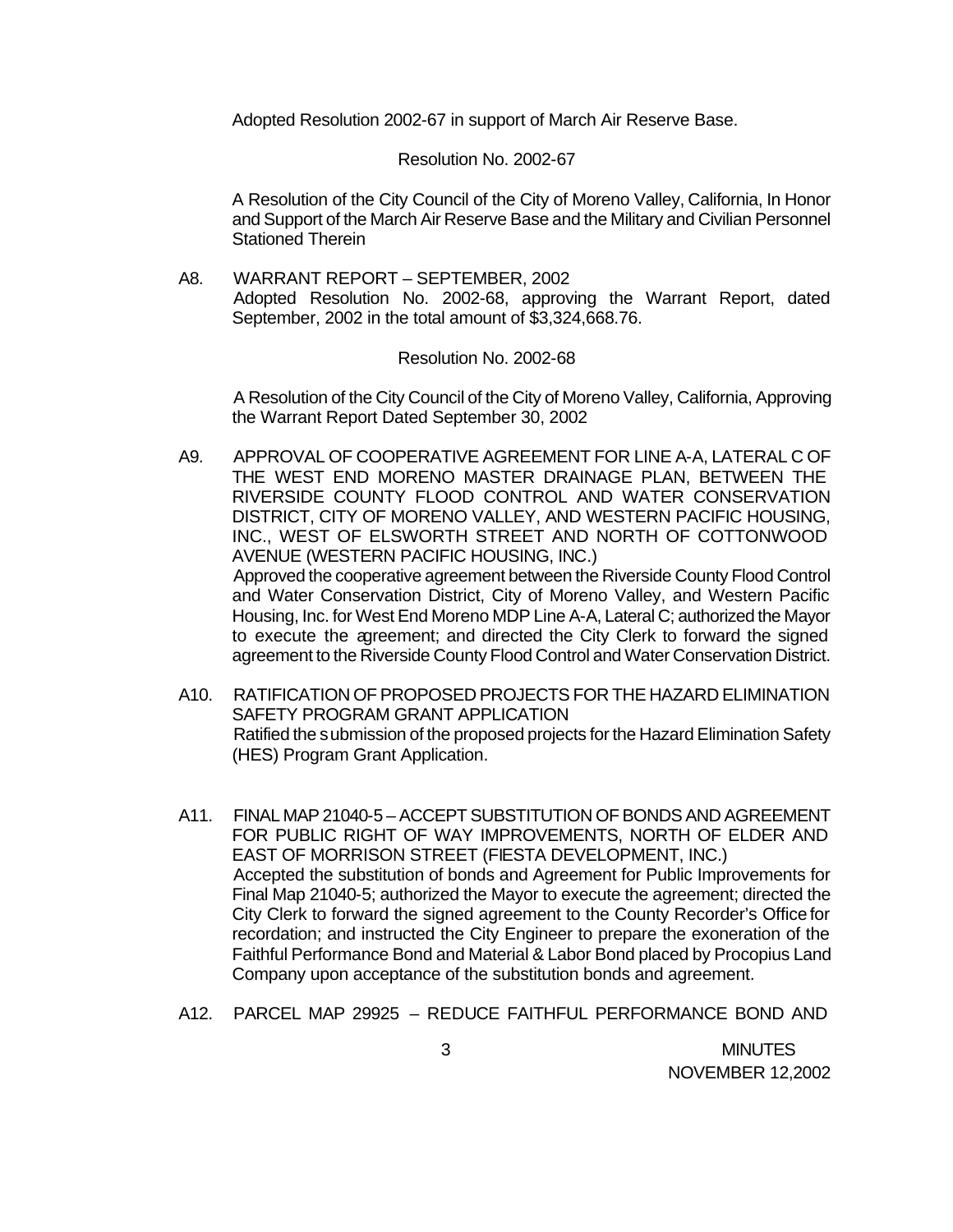Adopted Resolution 2002-67 in support of March Air Reserve Base.

Resolution No. 2002-67

A Resolution of the City Council of the City of Moreno Valley, California, In Honor and Support of the March Air Reserve Base and the Military and Civilian Personnel Stationed Therein

A8. WARRANT REPORT – SEPTEMBER, 2002

Adopted Resolution No. 2002-68, approving the Warrant Report, dated September, 2002 in the total amount of $3,324,668.76.

Resolution No. 2002-68

A Resolution of the City Council of the City of Moreno Valley, California, Approving the Warrant Report Dated September 30, 2002

A9. APPROVAL OF COOPERATIVE AGREEMENT FOR LINE A-A, LATERAL C OF THE WEST END MORENO MASTER DRAINAGE PLAN, BETWEEN THE RIVERSIDE COUNTY FLOOD CONTROL AND WATER CONSERVATION DISTRICT, CITY OF MORENO VALLEY, AND WESTERN PACIFIC HOUSING, INC., WEST OF ELSWORTH STREET AND NORTH OF COTTONWOOD AVENUE (WESTERN PACIFIC HOUSING, INC.)

Approved the cooperative agreement between the Riverside County Flood Control and Water Conservation District, City of Moreno Valley, and Western Pacific Housing, Inc. for West End Moreno MDP Line A-A, Lateral C; authorized the Mayor to execute the agreement; and directed the City Clerk to forward the signed agreement to the Riverside County Flood Control and Water Conservation District.

A10. RATIFICATION OF PROPOSED PROJECTS FOR THE HAZARD ELIMINATION SAFETY PROGRAM GRANT APPLICATION

Ratified the submission of the proposed projects for the Hazard Elimination Safety (HES) Program Grant Application.

A11. FINAL MAP 21040-5 – ACCEPT SUBSTITUTION OF BONDS AND AGREEMENT FOR PUBLIC RIGHT OF WAY IMPROVEMENTS, NORTH OF ELDER AND EAST OF MORRISON STREET (FIESTA DEVELOPMENT, INC.)

Accepted the substitution of bonds and Agreement for Public Improvements for Final Map 21040-5; authorized the Mayor to execute the agreement; directed the City Clerk to forward the signed agreement to the County Recorder's Office for recordation; and instructed the City Engineer to prepare the exoneration of the Faithful Performance Bond and Material & Labor Bond placed by Procopius Land Company upon acceptance of the substitution bonds and agreement.

A12. PARCEL MAP 29925 – REDUCE FAITHFUL PERFORMANCE BOND AND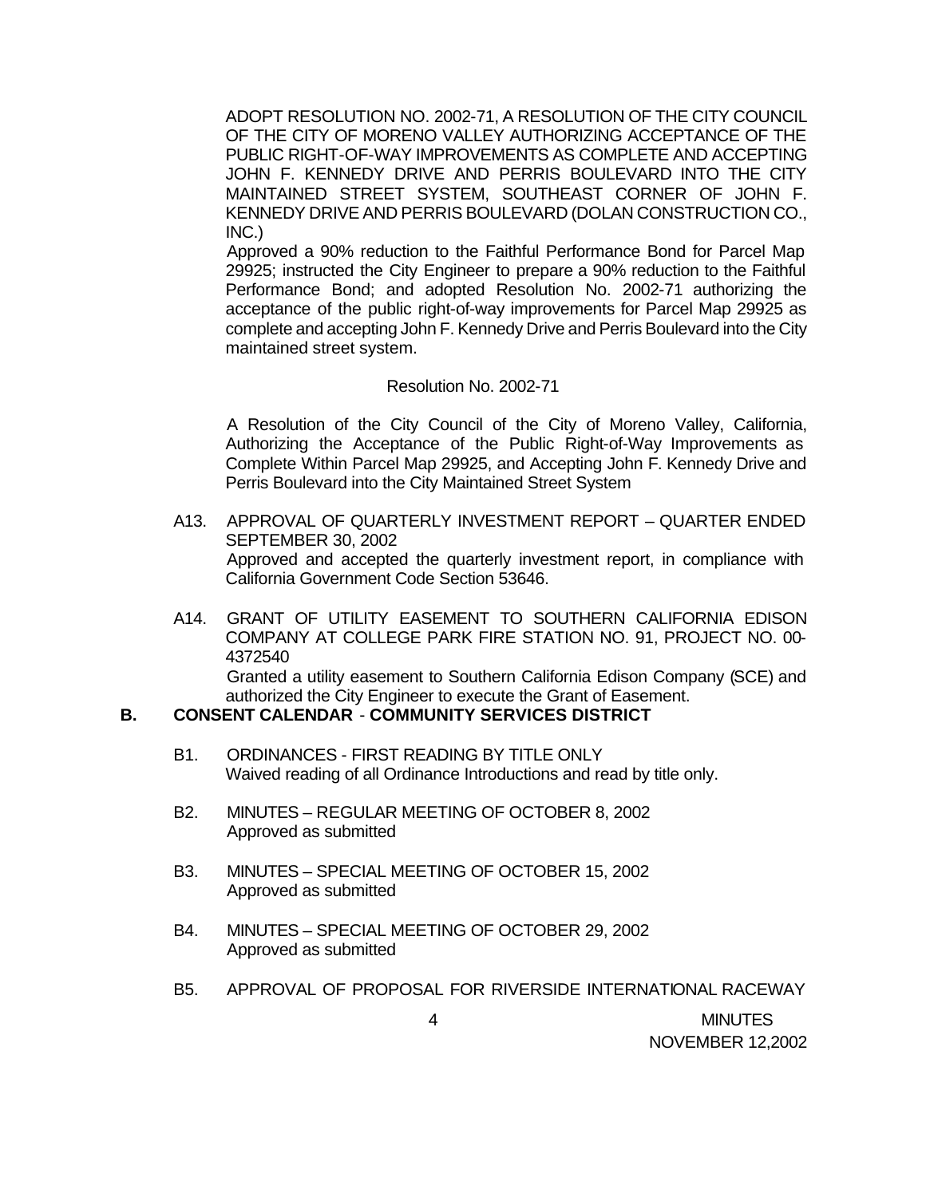ADOPT RESOLUTION NO. 2002-71, A RESOLUTION OF THE CITY COUNCIL OF THE CITY OF MORENO VALLEY AUTHORIZING ACCEPTANCE OF THE PUBLIC RIGHT-OF-WAY IMPROVEMENTS AS COMPLETE AND ACCEPTING JOHN F. KENNEDY DRIVE AND PERRIS BOULEVARD INTO THE CITY MAINTAINED STREET SYSTEM, SOUTHEAST CORNER OF JOHN F. KENNEDY DRIVE AND PERRIS BOULEVARD (DOLAN CONSTRUCTION CO., INC.)

Approved a 90% reduction to the Faithful Performance Bond for Parcel Map 29925; instructed the City Engineer to prepare a 90% reduction to the Faithful Performance Bond; and adopted Resolution No. 2002-71 authorizing the acceptance of the public right-of-way improvements for Parcel Map 29925 as complete and accepting John F. Kennedy Drive and Perris Boulevard into the City maintained street system.

Resolution No. 2002-71

A Resolution of the City Council of the City of Moreno Valley, California, Authorizing the Acceptance of the Public Right-of-Way Improvements as Complete Within Parcel Map 29925, and Accepting John F. Kennedy Drive and Perris Boulevard into the City Maintained Street System

A13. APPROVAL OF QUARTERLY INVESTMENT REPORT – QUARTER ENDED SEPTEMBER 30, 2002
Approved and accepted the quarterly investment report, in compliance with California Government Code Section 53646.

A14. GRANT OF UTILITY EASEMENT TO SOUTHERN CALIFORNIA EDISON COMPANY AT COLLEGE PARK FIRE STATION NO. 91, PROJECT NO. 00-4372540
Granted a utility easement to Southern California Edison Company (SCE) and authorized the City Engineer to execute the Grant of Easement.

**B. CONSENT CALENDAR - COMMUNITY SERVICES DISTRICT**

B1. ORDINANCES - FIRST READING BY TITLE ONLY
Waived reading of all Ordinance Introductions and read by title only.

B2. MINUTES – REGULAR MEETING OF OCTOBER 8, 2002
Approved as submitted

B3. MINUTES – SPECIAL MEETING OF OCTOBER 15, 2002
Approved as submitted

B4. MINUTES – SPECIAL MEETING OF OCTOBER 29, 2002
Approved as submitted

B5. APPROVAL OF PROPOSAL FOR RIVERSIDE INTERNATIONAL RACEWAY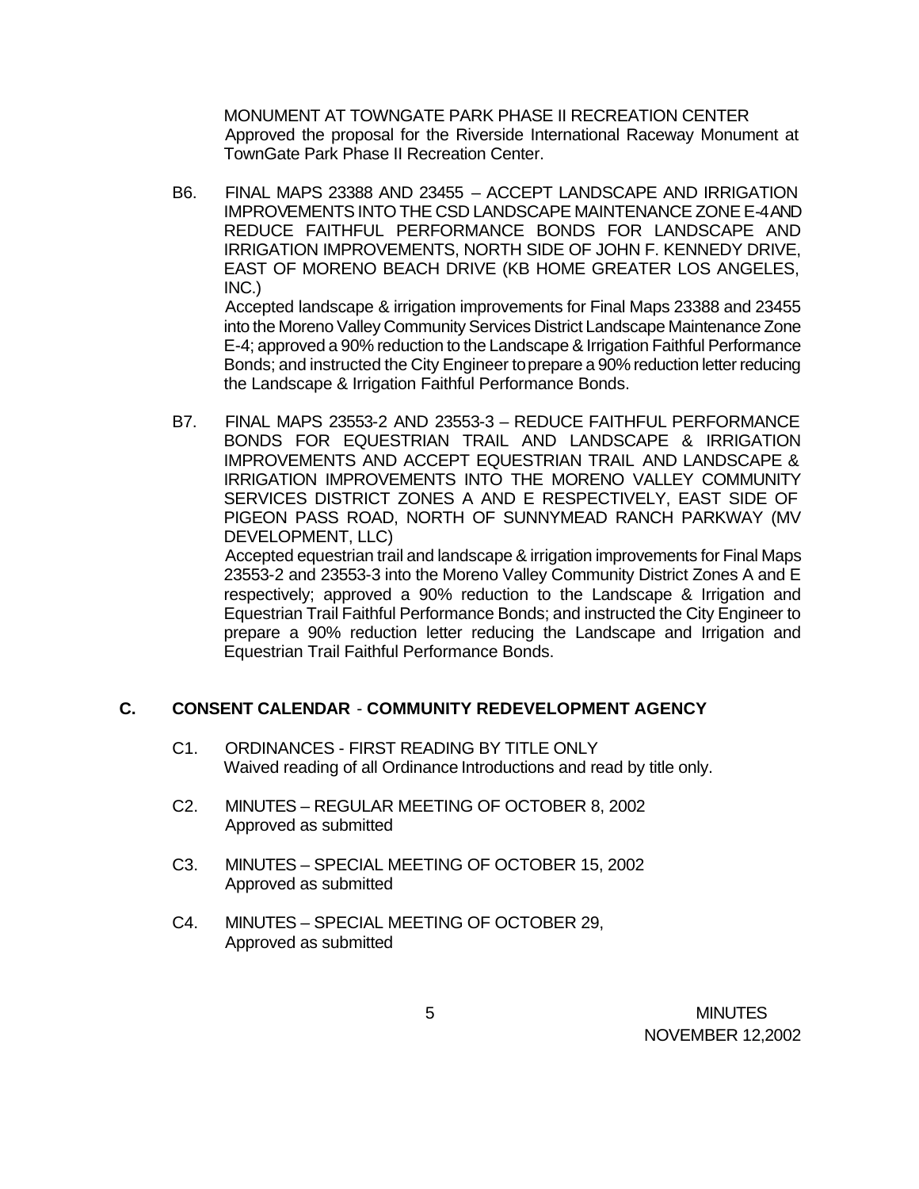MONUMENT AT TOWNGATE PARK PHASE II RECREATION CENTER
Approved the proposal for the Riverside International Raceway Monument at TownGate Park Phase II Recreation Center.

B6. FINAL MAPS 23388 AND 23455 – ACCEPT LANDSCAPE AND IRRIGATION IMPROVEMENTS INTO THE CSD LANDSCAPE MAINTENANCE ZONE E-4 AND REDUCE FAITHFUL PERFORMANCE BONDS FOR LANDSCAPE AND IRRIGATION IMPROVEMENTS, NORTH SIDE OF JOHN F. KENNEDY DRIVE, EAST OF MORENO BEACH DRIVE (KB HOME GREATER LOS ANGELES, INC.)
Accepted landscape & irrigation improvements for Final Maps 23388 and 23455 into the Moreno Valley Community Services District Landscape Maintenance Zone E-4; approved a 90% reduction to the Landscape & Irrigation Faithful Performance Bonds; and instructed the City Engineer to prepare a 90% reduction letter reducing the Landscape & Irrigation Faithful Performance Bonds.

B7. FINAL MAPS 23553-2 AND 23553-3 – REDUCE FAITHFUL PERFORMANCE BONDS FOR EQUESTRIAN TRAIL AND LANDSCAPE & IRRIGATION IMPROVEMENTS AND ACCEPT EQUESTRIAN TRAIL AND LANDSCAPE & IRRIGATION IMPROVEMENTS INTO THE MORENO VALLEY COMMUNITY SERVICES DISTRICT ZONES A AND E RESPECTIVELY, EAST SIDE OF PIGEON PASS ROAD, NORTH OF SUNNYMEAD RANCH PARKWAY (MV DEVELOPMENT, LLC)
Accepted equestrian trail and landscape & irrigation improvements for Final Maps 23553-2 and 23553-3 into the Moreno Valley Community District Zones A and E respectively; approved a 90% reduction to the Landscape & Irrigation and Equestrian Trail Faithful Performance Bonds; and instructed the City Engineer to prepare a 90% reduction letter reducing the Landscape and Irrigation and Equestrian Trail Faithful Performance Bonds.

## C. CONSENT CALENDAR - COMMUNITY REDEVELOPMENT AGENCY

C1. ORDINANCES - FIRST READING BY TITLE ONLY
Waived reading of all Ordinance Introductions and read by title only.

C2. MINUTES – REGULAR MEETING OF OCTOBER 8, 2002
Approved as submitted

C3. MINUTES – SPECIAL MEETING OF OCTOBER 15, 2002
Approved as submitted

C4. MINUTES – SPECIAL MEETING OF OCTOBER 29,
Approved as submitted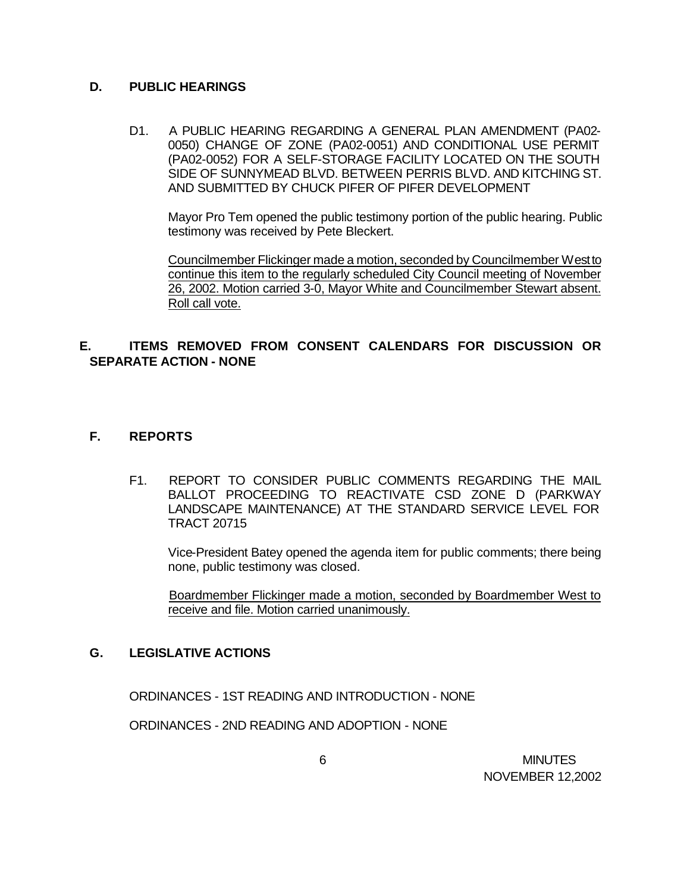## D. PUBLIC HEARINGS

D1. A PUBLIC HEARING REGARDING A GENERAL PLAN AMENDMENT (PA02-0050) CHANGE OF ZONE (PA02-0051) AND CONDITIONAL USE PERMIT (PA02-0052) FOR A SELF-STORAGE FACILITY LOCATED ON THE SOUTH SIDE OF SUNNYMEAD BLVD. BETWEEN PERRIS BLVD. AND KITCHING ST. AND SUBMITTED BY CHUCK PIFER OF PIFER DEVELOPMENT

Mayor Pro Tem opened the public testimony portion of the public hearing. Public testimony was received by Pete Bleckert.

Councilmember Flickinger made a motion, seconded by Councilmember West to continue this item to the regularly scheduled City Council meeting of November 26, 2002. Motion carried 3-0, Mayor White and Councilmember Stewart absent. Roll call vote.

## E. ITEMS REMOVED FROM CONSENT CALENDARS FOR DISCUSSION OR SEPARATE ACTION - NONE

## F. REPORTS

F1. REPORT TO CONSIDER PUBLIC COMMENTS REGARDING THE MAIL BALLOT PROCEEDING TO REACTIVATE CSD ZONE D (PARKWAY LANDSCAPE MAINTENANCE) AT THE STANDARD SERVICE LEVEL FOR TRACT 20715

Vice-President Batey opened the agenda item for public comments; there being none, public testimony was closed.

Boardmember Flickinger made a motion, seconded by Boardmember West to receive and file. Motion carried unanimously.

## G. LEGISLATIVE ACTIONS

ORDINANCES - 1ST READING AND INTRODUCTION - NONE

ORDINANCES - 2ND READING AND ADOPTION - NONE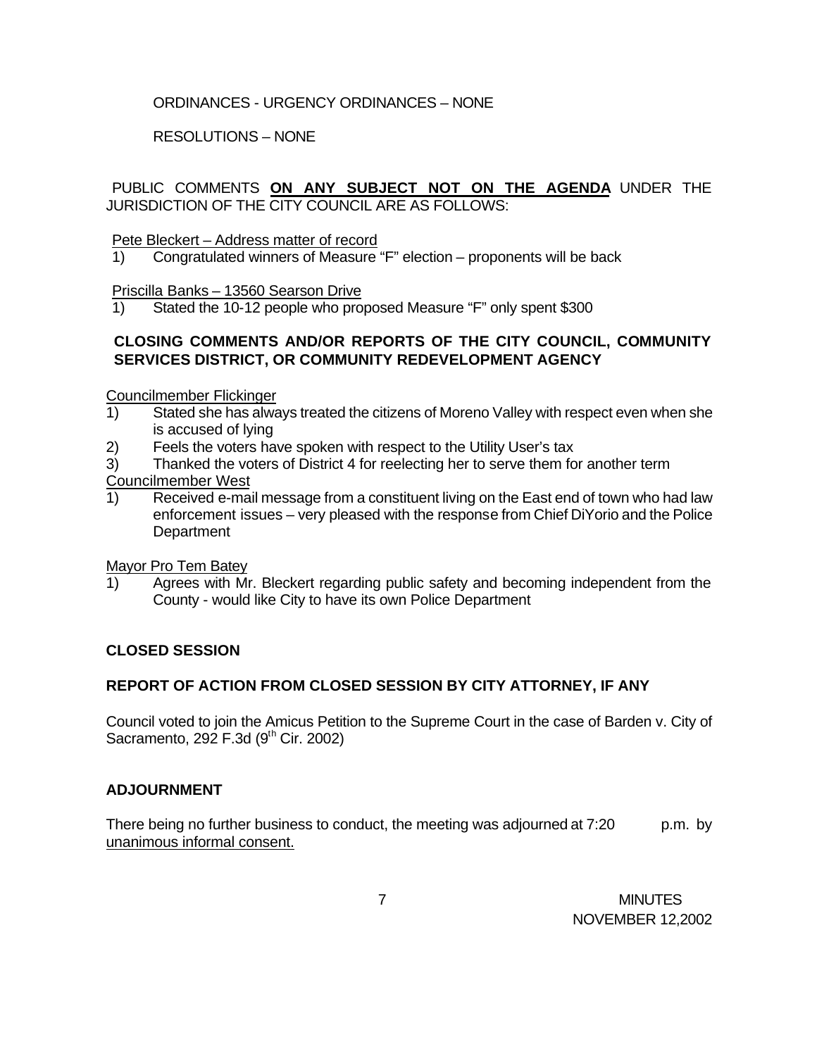ORDINANCES - URGENCY ORDINANCES – NONE

RESOLUTIONS – NONE

PUBLIC COMMENTS **ON ANY SUBJECT NOT ON THE AGENDA** UNDER THE JURISDICTION OF THE CITY COUNCIL ARE AS FOLLOWS:

Pete Bleckert – Address matter of record

1) Congratulated winners of Measure "F" election – proponents will be back

Priscilla Banks – 13560 Searson Drive

1) Stated the 10-12 people who proposed Measure "F" only spent $300

**CLOSING COMMENTS AND/OR REPORTS OF THE CITY COUNCIL, COMMUNITY SERVICES DISTRICT, OR COMMUNITY REDEVELOPMENT AGENCY**

Councilmember Flickinger

1) Stated she has always treated the citizens of Moreno Valley with respect even when she is accused of lying
2) Feels the voters have spoken with respect to the Utility User's tax
3) Thanked the voters of District 4 for reelecting her to serve them for another term

Councilmember West

1) Received e-mail message from a constituent living on the East end of town who had law enforcement issues – very pleased with the response from Chief DiYorio and the Police Department

Mayor Pro Tem Batey

1) Agrees with Mr. Bleckert regarding public safety and becoming independent from the County - would like City to have its own Police Department

**CLOSED SESSION**

**REPORT OF ACTION FROM CLOSED SESSION BY CITY ATTORNEY, IF ANY**

Council voted to join the Amicus Petition to the Supreme Court in the case of Barden v. City of Sacramento, 292 F.3d (9th Cir. 2002)

**ADJOURNMENT**

There being no further business to conduct, the meeting was adjourned at 7:20 p.m. by unanimous informal consent.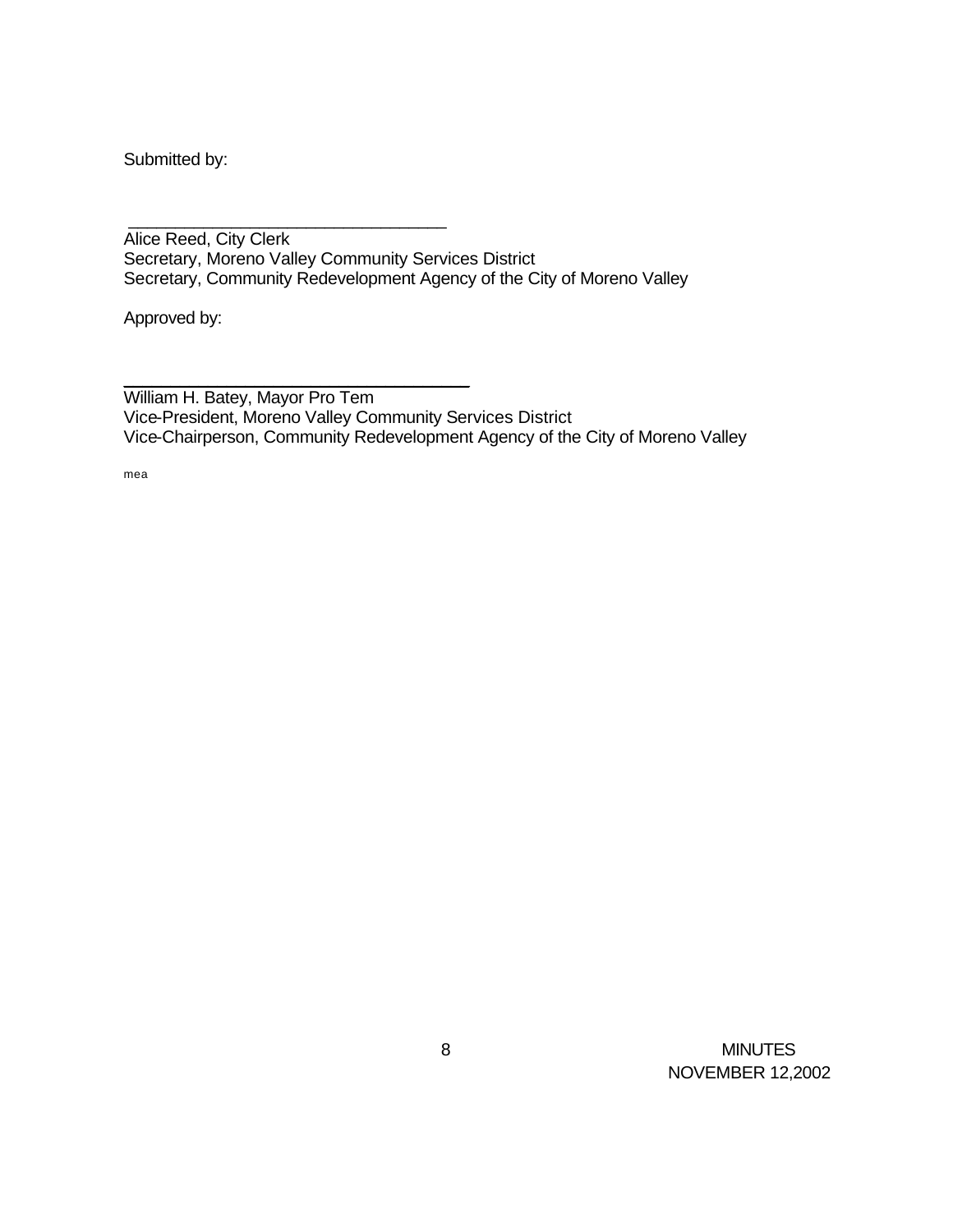Submitted by:

\_\_\_\_\_\_\_\_\_\_\_\_\_\_\_\_\_\_\_\_\_\_\_\_\_\_\_\_\_\_\_\_\_\_

Alice Reed, City Clerk
Secretary, Moreno Valley Community Services District
Secretary, Community Redevelopment Agency of the City of Moreno Valley

Approved by:

\_\_\_\_\_\_\_\_\_\_\_\_\_\_\_\_\_\_\_\_\_\_\_\_\_\_\_\_\_\_\_\_\_\_

William H. Batey, Mayor Pro Tem
Vice-President, Moreno Valley Community Services District
Vice-Chairperson, Community Redevelopment Agency of the City of Moreno Valley

mea